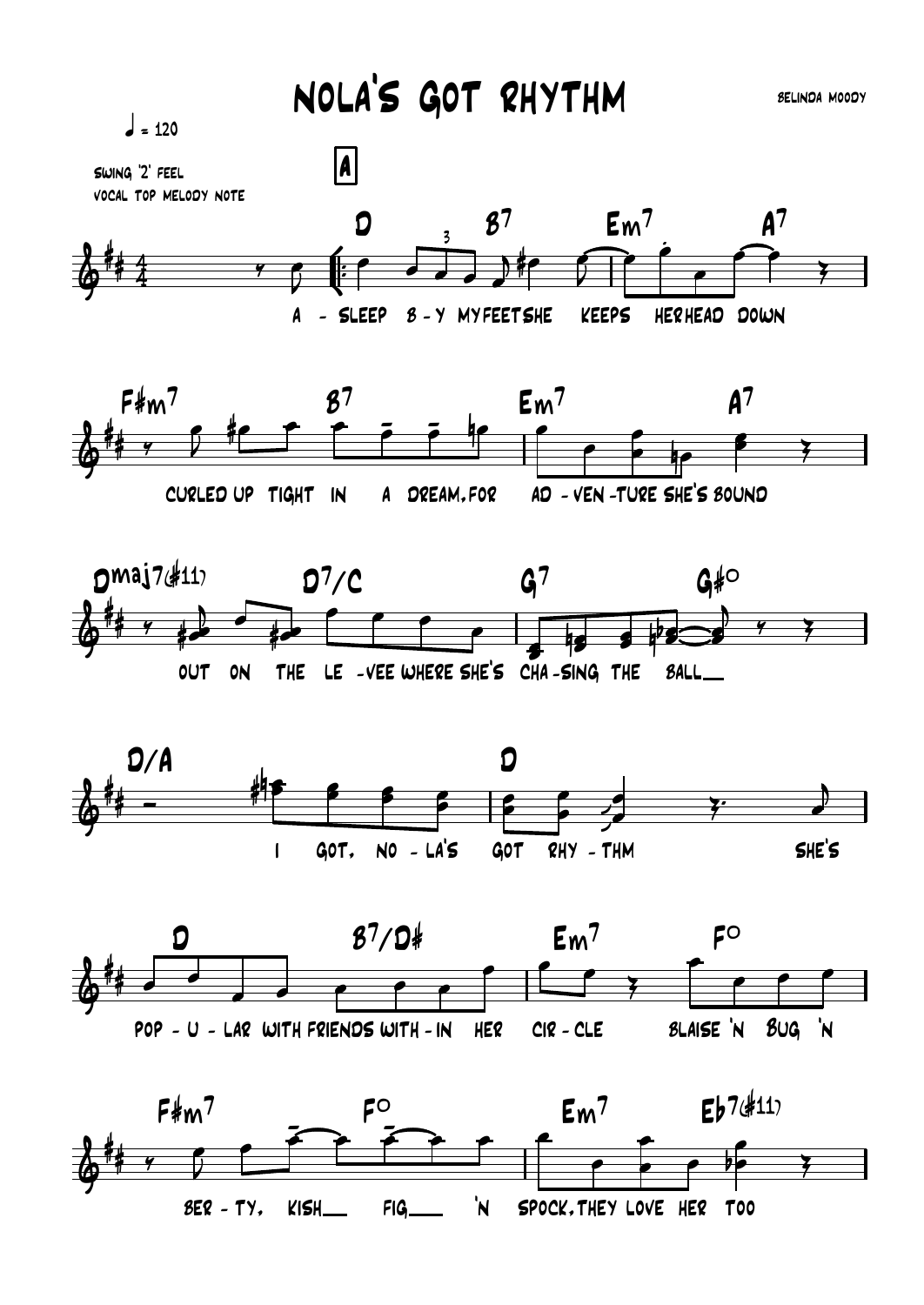# NOLA'S GOT RHYTHM

BELINDA MOODY

♩ = 120

SWING '2' FEEL
VOCAL TOP MELODY NOTE

**A**

D | B7 | Em7 | A7

A - SLEEP B - Y MY FEET SHE KEEPS HER HEAD DOWN

F#m7 | B7 | Em7 | A7

CURLED UP TIGHT IN A DREAM, FOR AD - VEN - TURE SHE'S BOUND

Dmaj7(#11) | D7/C | G7 | G#°

OUT ON THE LE - VEE WHERE SHE'S CHA - SING THE BALL

D/A | D

I GOT, NO - LA'S GOT RHY - THM SHE'S

D | B7/D# | Em7 | F°

POP - U - LAR WITH FRIENDS WITH - IN HER CIR - CLE BLAISE 'N BUG 'N

F#m7 | F° | Em7 | Eb7(#11)

BER - TY, KISH FIG 'N SPOCK, THEY LOVE HER TOO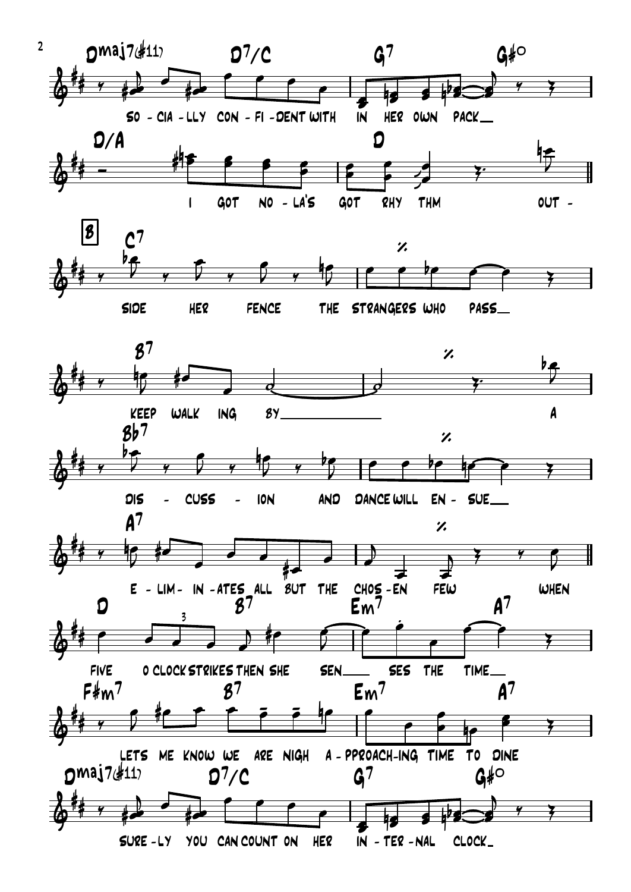Dmaj7(#11) D7/C G7 G#°

SO - CIA - LLY CON - FI - DENT WITH IN HER OWN PACK

D/A D

I GOT NO - LA'S GOT RHY THM OUT -

**B**

C7 %

SIDE HER FENCE THE STRANGERS WHO PASS

B7 %

KEEP WALK ING BY A

Bb7 %

DIS - CUSS - ION AND DANCE WILL EN - SUE

A7 %

E - LIM - IN - ATES ALL BUT THE CHOS - EN FEW WHEN

D B7 Em7 A7

FIVE O CLOCK STRIKES THEN SHE SEN SES THE TIME

F#m7 B7 Em7 A7

LETS ME KNOW WE ARE NIGH A - PPROACH-ING TIME TO DINE

Dmaj7(#11) D7/C G7 G#°

SURE - LY YOU CAN COUNT ON HER IN - TER - NAL CLOCK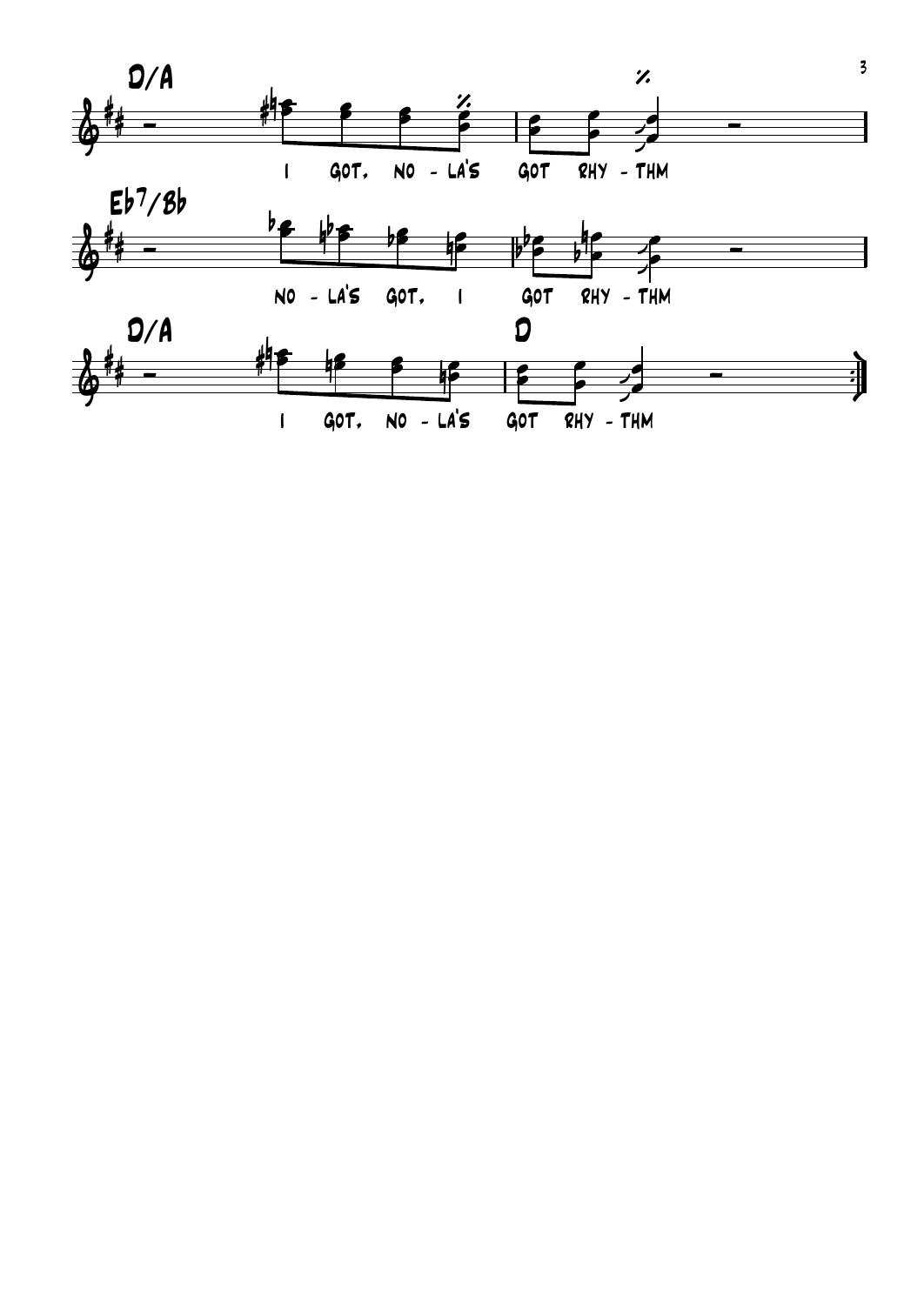D/A

I GOT, NO - LA'S GOT RHY - THM

Eb7/Bb

NO - LA'S GOT, I GOT RHY - THM

D/A

D

I GOT, NO - LA'S GOT RHY - THM